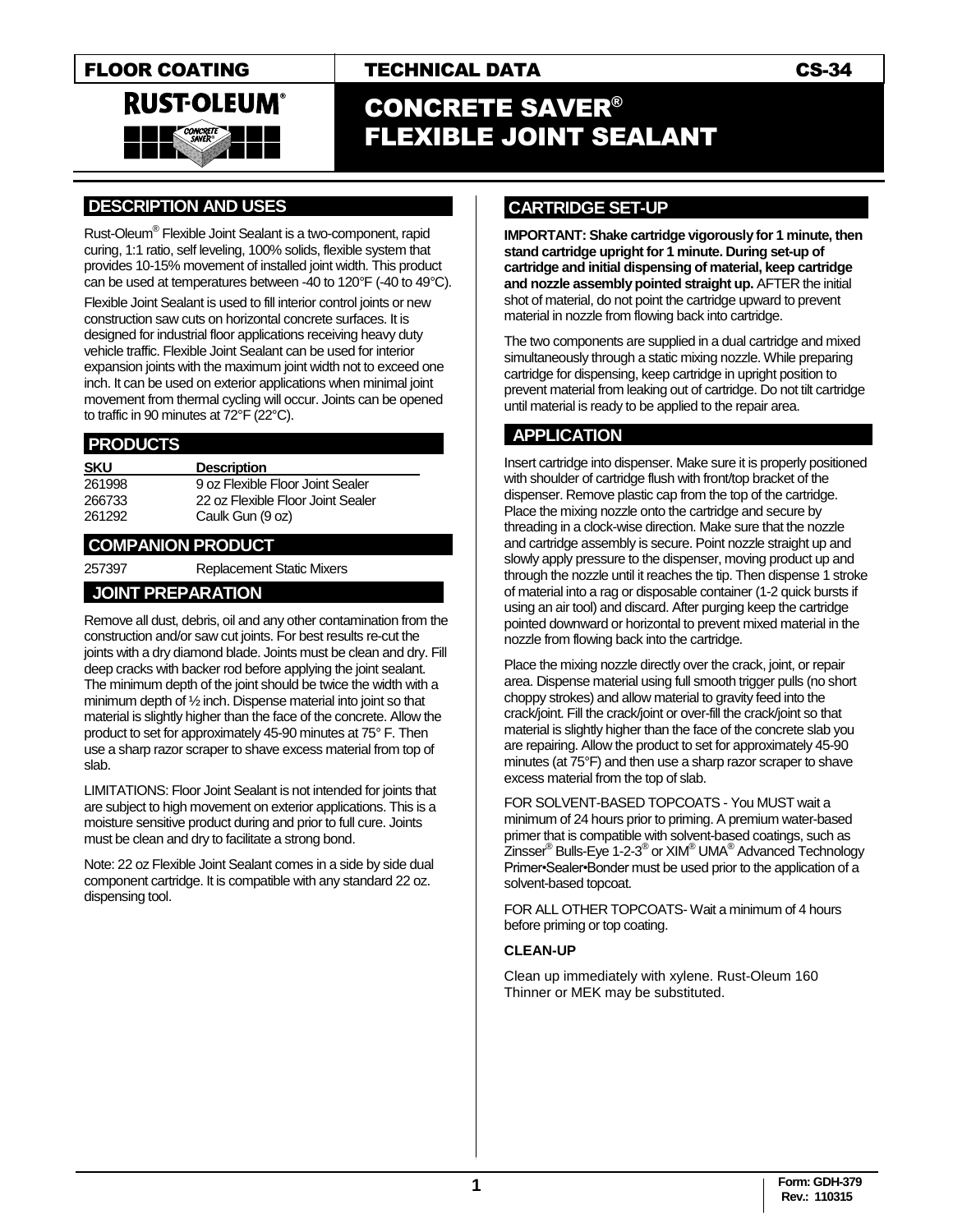FLOOR COATING | TECHNICAL DATA | CS-34

# CONCRETE SAVER® FLEXIBLE JOINT SEALANT

## DESCRIPTION AND USES

Rust-Oleum® Flexible Joint Sealant is a two-component, rapid curing, 1:1 ratio, self leveling, 100% solids, flexible system that provides 10-15% movement of installed joint width. This product can be used at temperatures between -40 to 120°F (-40 to 49°C).

Flexible Joint Sealant is used to fill interior control joints or new construction saw cuts on horizontal concrete surfaces. It is designed for industrial floor applications receiving heavy duty vehicle traffic. Flexible Joint Sealant can be used for interior expansion joints with the maximum joint width not to exceed one inch. It can be used on exterior applications when minimal joint movement from thermal cycling will occur. Joints can be opened to traffic in 90 minutes at 72°F (22°C).

## PRODUCTS

| SKU | Description |
|---|---|
| 261998 | 9 oz Flexible Floor Joint Sealer |
| 266733 | 22 oz Flexible Floor Joint Sealer |
| 261292 | Caulk Gun (9 oz) |

## COMPANION PRODUCT

257397 Replacement Static Mixers

## JOINT PREPARATION

Remove all dust, debris, oil and any other contamination from the construction and/or saw cut joints. For best results re-cut the joints with a dry diamond blade. Joints must be clean and dry. Fill deep cracks with backer rod before applying the joint sealant. The minimum depth of the joint should be twice the width with a minimum depth of ½ inch. Dispense material into joint so that material is slightly higher than the face of the concrete. Allow the product to set for approximately 45-90 minutes at 75° F. Then use a sharp razor scraper to shave excess material from top of slab.

LIMITATIONS: Floor Joint Sealant is not intended for joints that are subject to high movement on exterior applications. This is a moisture sensitive product during and prior to full cure. Joints must be clean and dry to facilitate a strong bond.

Note: 22 oz Flexible Joint Sealant comes in a side by side dual component cartridge. It is compatible with any standard 22 oz. dispensing tool.

## CARTRIDGE SET-UP

**IMPORTANT: Shake cartridge vigorously for 1 minute, then stand cartridge upright for 1 minute. During set-up of cartridge and initial dispensing of material, keep cartridge and nozzle assembly pointed straight up.** AFTER the initial shot of material, do not point the cartridge upward to prevent material in nozzle from flowing back into cartridge.

The two components are supplied in a dual cartridge and mixed simultaneously through a static mixing nozzle. While preparing cartridge for dispensing, keep cartridge in upright position to prevent material from leaking out of cartridge. Do not tilt cartridge until material is ready to be applied to the repair area.

## APPLICATION

Insert cartridge into dispenser. Make sure it is properly positioned with shoulder of cartridge flush with front/top bracket of the dispenser. Remove plastic cap from the top of the cartridge. Place the mixing nozzle onto the cartridge and secure by threading in a clock-wise direction. Make sure that the nozzle and cartridge assembly is secure. Point nozzle straight up and slowly apply pressure to the dispenser, moving product up and through the nozzle until it reaches the tip. Then dispense 1 stroke of material into a rag or disposable container (1-2 quick bursts if using an air tool) and discard. After purging keep the cartridge pointed downward or horizontal to prevent mixed material in the nozzle from flowing back into the cartridge.

Place the mixing nozzle directly over the crack, joint, or repair area. Dispense material using full smooth trigger pulls (no short choppy strokes) and allow material to gravity feed into the crack/joint. Fill the crack/joint or over-fill the crack/joint so that material is slightly higher than the face of the concrete slab you are repairing. Allow the product to set for approximately 45-90 minutes (at 75°F) and then use a sharp razor scraper to shave excess material from the top of slab.

FOR SOLVENT-BASED TOPCOATS - You MUST wait a minimum of 24 hours prior to priming. A premium water-based primer that is compatible with solvent-based coatings, such as Zinsser® Bulls-Eye 1-2-3® or XIM® UMA® Advanced Technology Primer•Sealer•Bonder must be used prior to the application of a solvent-based topcoat.

FOR ALL OTHER TOPCOATS- Wait a minimum of 4 hours before priming or top coating.

**CLEAN-UP**

Clean up immediately with xylene. Rust-Oleum 160 Thinner or MEK may be substituted.

Form: GDH-379
Rev.: 110315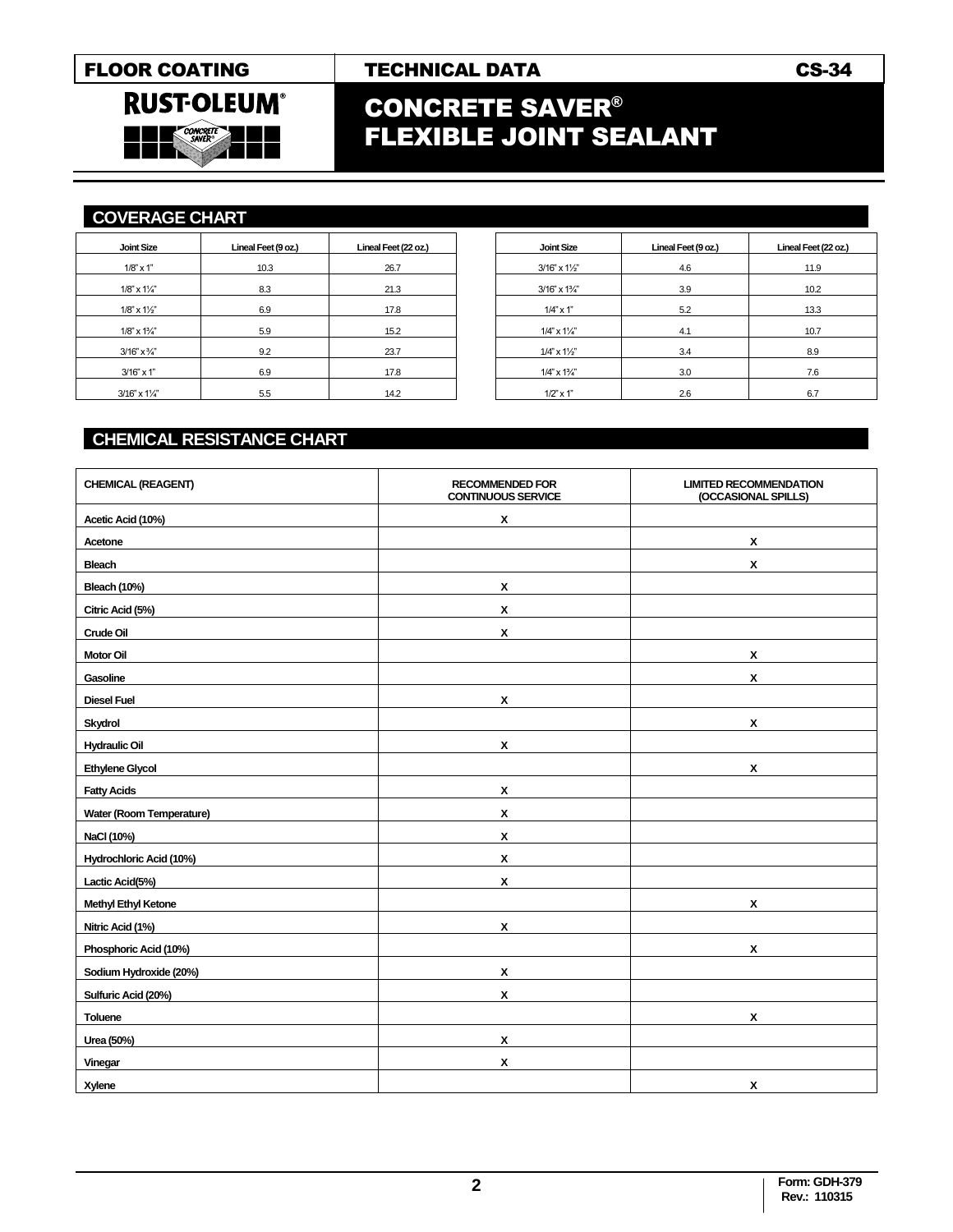# CONCRETE SAVER® FLEXIBLE JOINT SEALANT

## COVERAGE CHART

| Joint Size | Lineal Feet (9 oz.) | Lineal Feet (22 oz.) |
|---|---|---|
| 1/8" x 1" | 10.3 | 26.7 |
| 1/8" x 1¼" | 8.3 | 21.3 |
| 1/8" x 1½" | 6.9 | 17.8 |
| 1/8" x 1¾" | 5.9 | 15.2 |
| 3/16" x ¾" | 9.2 | 23.7 |
| 3/16" x 1" | 6.9 | 17.8 |
| 3/16" x 1¼" | 5.5 | 14.2 |
| 3/16" x 1½" | 4.6 | 11.9 |
| 3/16" x 1¾" | 3.9 | 10.2 |
| 1/4" x 1" | 5.2 | 13.3 |
| 1/4" x 1¼" | 4.1 | 10.7 |
| 1/4" x 1½" | 3.4 | 8.9 |
| 1/4" x 1¾" | 3.0 | 7.6 |
| 1/2" x 1" | 2.6 | 6.7 |

## CHEMICAL RESISTANCE CHART

| CHEMICAL (REAGENT) | RECOMMENDED FOR CONTINUOUS SERVICE | LIMITED RECOMMENDATION (OCCASIONAL SPILLS) |
|---|---|---|
| Acetic Acid (10%) | X | |
| Acetone | | X |
| Bleach | | X |
| Bleach (10%) | X | |
| Citric Acid (5%) | X | |
| Crude Oil | X | |
| Motor Oil | | X |
| Gasoline | | X |
| Diesel Fuel | X | |
| Skydrol | | X |
| Hydraulic Oil | X | |
| Ethylene Glycol | | X |
| Fatty Acids | X | |
| Water (Room Temperature) | X | |
| NaCl (10%) | X | |
| Hydrochloric Acid (10%) | X | |
| Lactic Acid(5%) | X | |
| Methyl Ethyl Ketone | | X |
| Nitric Acid (1%) | X | |
| Phosphoric Acid (10%) | | X |
| Sodium Hydroxide (20%) | X | |
| Sulfuric Acid (20%) | X | |
| Toluene | | X |
| Urea (50%) | X | |
| Vinegar | X | |
| Xylene | | X |

Form: GDH-379
Rev.: 110315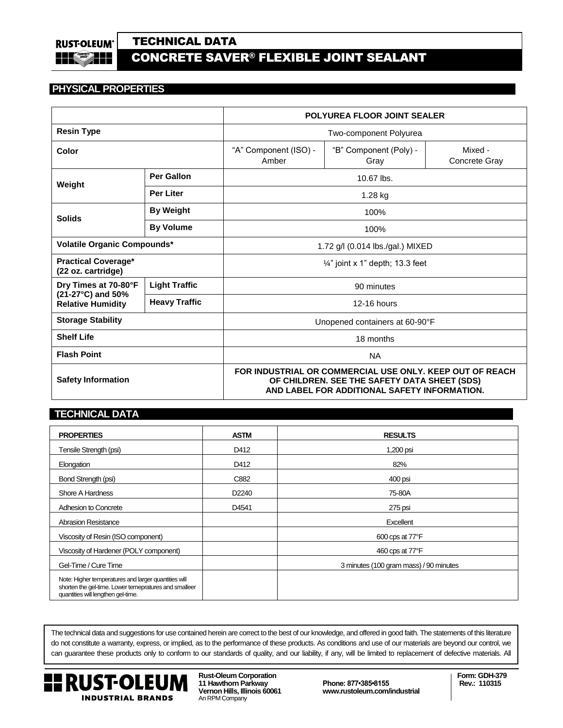# TECHNICAL DATA

# CONCRETE SAVER® FLEXIBLE JOINT SEALANT

## PHYSICAL PROPERTIES

| | | POLYUREA FLOOR JOINT SEALER | | |
|---|---|---|---|---|
| **Resin Type** | | Two-component Polyurea | | |
| **Color** | | "A" Component (ISO) - Amber | "B" Component (Poly) - Gray | Mixed - Concrete Gray |
| **Weight** | **Per Gallon** | 10.67 lbs. | | |
| | **Per Liter** | 1.28 kg | | |
| **Solids** | **By Weight** | 100% | | |
| | **By Volume** | 100% | | |
| **Volatile Organic Compounds*** | | 1.72 g/l (0.014 lbs./gal.) MIXED | | |
| **Practical Coverage* (22 oz. cartridge)** | | ¼" joint x 1" depth; 13.3 feet | | |
| **Dry Times at 70-80°F (21-27°C) and 50% Relative Humidity** | **Light Traffic** | 90 minutes | | |
| | **Heavy Traffic** | 12-16 hours | | |
| **Storage Stability** | | Unopened containers at 60-90°F | | |
| **Shelf Life** | | 18 months | | |
| **Flash Point** | | NA | | |
| **Safety Information** | | **FOR INDUSTRIAL OR COMMERCIAL USE ONLY. KEEP OUT OF REACH OF CHILDREN. SEE THE SAFETY DATA SHEET (SDS) AND LABEL FOR ADDITIONAL SAFETY INFORMATION.** | | |

## TECHNICAL DATA

| **PROPERTIES** | **ASTM** | **RESULTS** |
|---|---|---|
| Tensile Strength (psi) | D412 | 1,200 psi |
| Elongation | D412 | 82% |
| Bond Strength (psi) | C882 | 400 psi |
| Shore A Hardness | D2240 | 75-80A |
| Adhesion to Concrete | D4541 | 275 psi |
| Abrasion Resistance | | Excellent |
| Viscosity of Resin (ISO component) | | 600 cps at 77°F |
| Viscosity of Hardener (POLY component) | | 460 cps at 77°F |
| Gel-Time / Cure Time | | 3 minutes (100 gram mass) / 90 minutes |
| Note: Higher temperatures and larger quantities will shorten the gel-time. Lower temepratures and smalleer quantities will lengthen gel-time. | | |

The technical data and suggestions for use contained herein are correct to the best of our knowledge, and offered in good faith. The statements of this literature do not constitute a warranty, express, or implied, as to the performance of these products. As conditions and use of our materials are beyond our control, we can guarantee these products only to conform to our standards of quality, and our liability, if any, will be limited to replacement of defective materials. All

RUST-OLEUM INDUSTRIAL BRANDS

**Rust-Oleum Corporation**
**11 Hawthorn Parkway**
**Vernon Hills, Illinois 60061**
An RPM Company

**Phone: 877•385•8155**
**www.rustoleum.com/industrial**

**Form: GDH-379**
**Rev.: 110315**